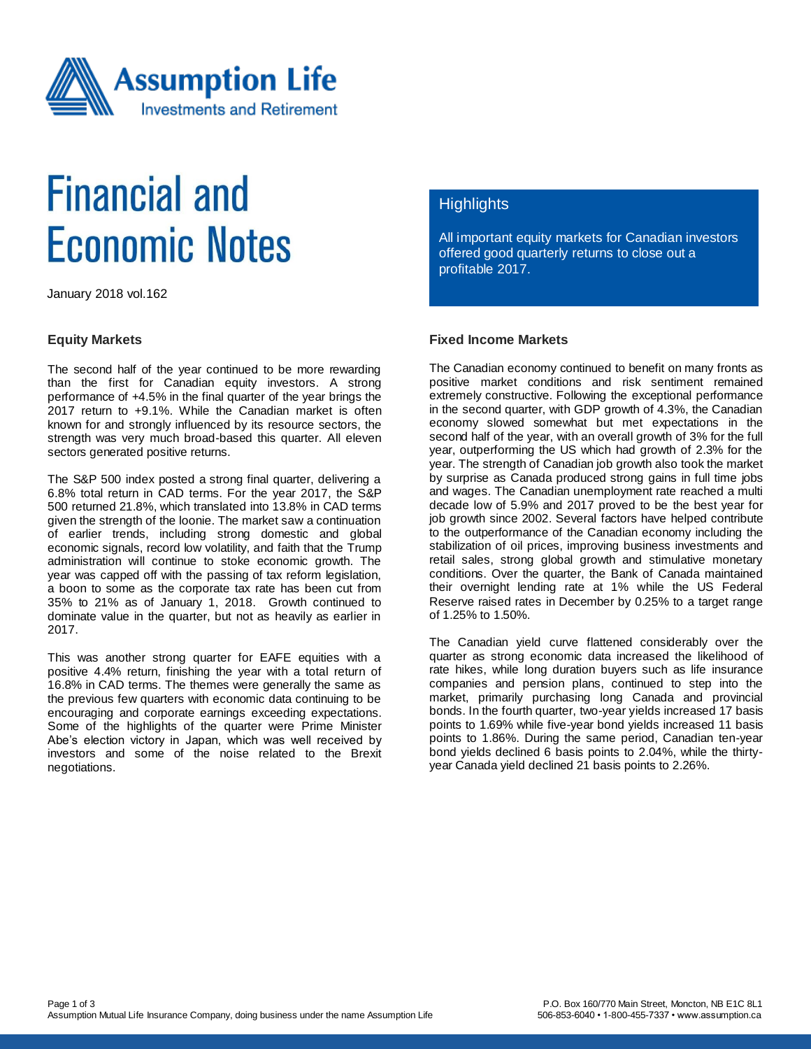# Financial and Economic Notes

January 2018 vol.162

## Highlights

All important equity markets for Canadian investors offered good quarterly returns to close out a profitable 2017.

### Equity Markets

The second half of the year continued to be more rewarding than the first for Canadian equity investors. A strong performance of +4.5% in the final quarter of the year brings the 2017 return to +9.1%. While the Canadian market is often known for and strongly influenced by its resource sectors, the strength was very much broad-based this quarter. All eleven sectors generated positive returns.

The S&P 500 index posted a strong final quarter, delivering a 6.8% total return in CAD terms. For the year 2017, the S&P 500 returned 21.8%, which translated into 13.8% in CAD terms given the strength of the loonie. The market saw a continuation of earlier trends, including strong domestic and global economic signals, record low volatility, and faith that the Trump administration will continue to stoke economic growth. The year was capped off with the passing of tax reform legislation, a boon to some as the corporate tax rate has been cut from 35% to 21% as of January 1, 2018. Growth continued to dominate value in the quarter, but not as heavily as earlier in 2017.

This was another strong quarter for EAFE equities with a positive 4.4% return, finishing the year with a total return of 16.8% in CAD terms. The themes were generally the same as the previous few quarters with economic data continuing to be encouraging and corporate earnings exceeding expectations. Some of the highlights of the quarter were Prime Minister Abe's election victory in Japan, which was well received by investors and some of the noise related to the Brexit negotiations.

### Fixed Income Markets

The Canadian economy continued to benefit on many fronts as positive market conditions and risk sentiment remained extremely constructive. Following the exceptional performance in the second quarter, with GDP growth of 4.3%, the Canadian economy slowed somewhat but met expectations in the second half of the year, with an overall growth of 3% for the full year, outperforming the US which had growth of 2.3% for the year. The strength of Canadian job growth also took the market by surprise as Canada produced strong gains in full time jobs and wages. The Canadian unemployment rate reached a multi decade low of 5.9% and 2017 proved to be the best year for job growth since 2002. Several factors have helped contribute to the outperformance of the Canadian economy including the stabilization of oil prices, improving business investments and retail sales, strong global growth and stimulative monetary conditions. Over the quarter, the Bank of Canada maintained their overnight lending rate at 1% while the US Federal Reserve raised rates in December by 0.25% to a target range of 1.25% to 1.50%.

The Canadian yield curve flattened considerably over the quarter as strong economic data increased the likelihood of rate hikes, while long duration buyers such as life insurance companies and pension plans, continued to step into the market, primarily purchasing long Canada and provincial bonds. In the fourth quarter, two-year yields increased 17 basis points to 1.69% while five-year bond yields increased 11 basis points to 1.86%. During the same period, Canadian ten-year bond yields declined 6 basis points to 2.04%, while the thirty-year Canada yield declined 21 basis points to 2.26%.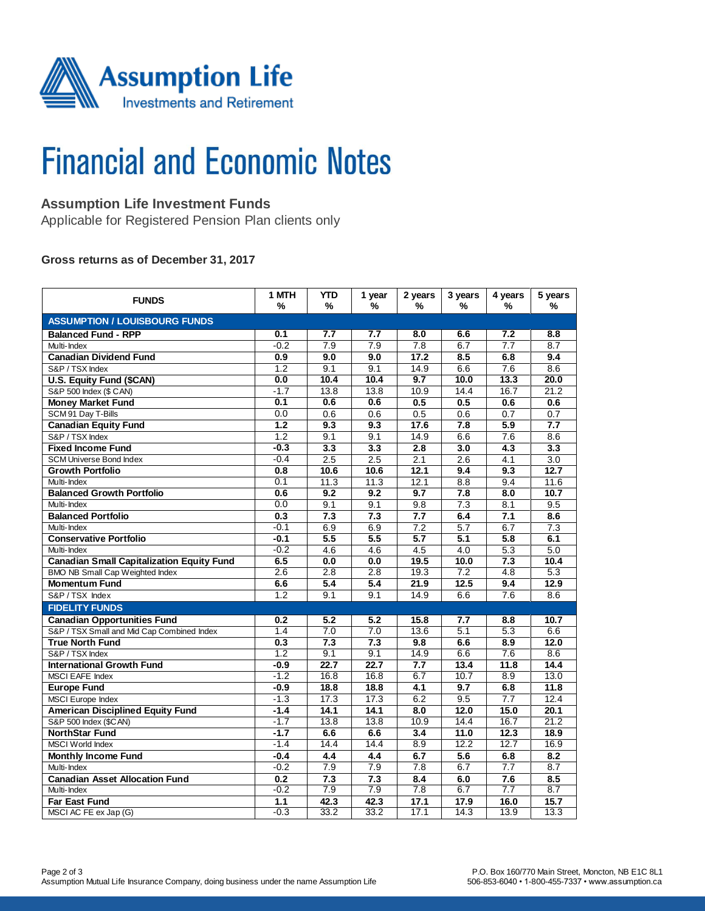Assumption Life Investments and Retirement

# Financial and Economic Notes

## Assumption Life Investment Funds

Applicable for Registered Pension Plan clients only

**Gross returns as of December 31, 2017**

| FUNDS | 1 MTH % | YTD % | 1 year % | 2 years % | 3 years % | 4 years % | 5 years % |
|---|---|---|---|---|---|---|---|
| **ASSUMPTION / LOUISBOURG FUNDS** | | | | | | | |
| **Balanced Fund - RPP** | **0.1** | **7.7** | **7.7** | **8.0** | **6.6** | **7.2** | **8.8** |
| Multi-Index | -0.2 | 7.9 | 7.9 | 7.8 | 6.7 | 7.7 | 8.7 |
| **Canadian Dividend Fund** | **0.9** | **9.0** | **9.0** | **17.2** | **8.5** | **6.8** | **9.4** |
| S&P / TSX Index | 1.2 | 9.1 | 9.1 | 14.9 | 6.6 | 7.6 | 8.6 |
| **U.S. Equity Fund ($CAN)** | **0.0** | **10.4** | **10.4** | **9.7** | **10.0** | **13.3** | **20.0** |
| S&P 500 Index ($ CAN) | -1.7 | 13.8 | 13.8 | 10.9 | 14.4 | 16.7 | 21.2 |
| **Money Market Fund** | **0.1** | **0.6** | **0.6** | **0.5** | **0.5** | **0.6** | **0.6** |
| SCM 91 Day T-Bills | 0.0 | 0.6 | 0.6 | 0.5 | 0.6 | 0.7 | 0.7 |
| **Canadian Equity Fund** | **1.2** | **9.3** | **9.3** | **17.6** | **7.8** | **5.9** | **7.7** |
| S&P / TSX Index | 1.2 | 9.1 | 9.1 | 14.9 | 6.6 | 7.6 | 8.6 |
| **Fixed Income Fund** | **-0.3** | **3.3** | **3.3** | **2.8** | **3.0** | **4.3** | **3.3** |
| SCM Universe Bond Index | -0.4 | 2.5 | 2.5 | 2.1 | 2.6 | 4.1 | 3.0 |
| **Growth Portfolio** | **0.8** | **10.6** | **10.6** | **12.1** | **9.4** | **9.3** | **12.7** |
| Multi-Index | 0.1 | 11.3 | 11.3 | 12.1 | 8.8 | 9.4 | 11.6 |
| **Balanced Growth Portfolio** | **0.6** | **9.2** | **9.2** | **9.7** | **7.8** | **8.0** | **10.7** |
| Multi-Index | 0.0 | 9.1 | 9.1 | 9.8 | 7.3 | 8.1 | 9.5 |
| **Balanced Portfolio** | **0.3** | **7.3** | **7.3** | **7.7** | **6.4** | **7.1** | **8.6** |
| Multi-Index | -0.1 | 6.9 | 6.9 | 7.2 | 5.7 | 6.7 | 7.3 |
| **Conservative Portfolio** | **-0.1** | **5.5** | **5.5** | **5.7** | **5.1** | **5.8** | **6.1** |
| Multi-Index | -0.2 | 4.6 | 4.6 | 4.5 | 4.0 | 5.3 | 5.0 |
| **Canadian Small Capitalization Equity Fund** | **6.5** | **0.0** | **0.0** | **19.5** | **10.0** | **7.3** | **10.4** |
| BMO NB Small Cap Weighted Index | 2.6 | 2.8 | 2.8 | 19.3 | 7.2 | 4.8 | 5.3 |
| **Momentum Fund** | **6.6** | **5.4** | **5.4** | **21.9** | **12.5** | **9.4** | **12.9** |
| S&P / TSX Index | 1.2 | 9.1 | 9.1 | 14.9 | 6.6 | 7.6 | 8.6 |
| **FIDELITY FUNDS** | | | | | | | |
| **Canadian Opportunities Fund** | **0.2** | **5.2** | **5.2** | **15.8** | **7.7** | **8.8** | **10.7** |
| S&P / TSX Small and Mid Cap Combined Index | 1.4 | 7.0 | 7.0 | 13.6 | 5.1 | 5.3 | 6.6 |
| **True North Fund** | **0.3** | **7.3** | **7.3** | **9.8** | **6.6** | **8.9** | **12.0** |
| S&P / TSX Index | 1.2 | 9.1 | 9.1 | 14.9 | 6.6 | 7.6 | 8.6 |
| **International Growth Fund** | **-0.9** | **22.7** | **22.7** | **7.7** | **13.4** | **11.8** | **14.4** |
| MSCI EAFE Index | -1.2 | 16.8 | 16.8 | 6.7 | 10.7 | 8.9 | 13.0 |
| **Europe Fund** | **-0.9** | **18.8** | **18.8** | **4.1** | **9.7** | **6.8** | **11.8** |
| MSCI Europe Index | -1.3 | 17.3 | 17.3 | 6.2 | 9.5 | 7.7 | 12.4 |
| **American Disciplined Equity Fund** | **-1.4** | **14.1** | **14.1** | **8.0** | **12.0** | **15.0** | **20.1** |
| S&P 500 Index ($CAN) | -1.7 | 13.8 | 13.8 | 10.9 | 14.4 | 16.7 | 21.2 |
| **NorthStar Fund** | **-1.7** | **6.6** | **6.6** | **3.4** | **11.0** | **12.3** | **18.9** |
| MSCI World Index | -1.4 | 14.4 | 14.4 | 8.9 | 12.2 | 12.7 | 16.9 |
| **Monthly Income Fund** | **-0.4** | **4.4** | **4.4** | **6.7** | **5.6** | **6.8** | **8.2** |
| Multi-Index | -0.2 | 7.9 | 7.9 | 7.8 | 6.7 | 7.7 | 8.7 |
| **Canadian Asset Allocation Fund** | **0.2** | **7.3** | **7.3** | **8.4** | **6.0** | **7.6** | **8.5** |
| Multi-Index | -0.2 | 7.9 | 7.9 | 7.8 | 6.7 | 7.7 | 8.7 |
| **Far East Fund** | **1.1** | **42.3** | **42.3** | **17.1** | **17.9** | **16.0** | **15.7** |
| MSCI AC FE ex Jap (G) | -0.3 | 33.2 | 33.2 | 17.1 | 14.3 | 13.9 | 13.3 |

Assumption Mutual Life Insurance Company, doing business under the name Assumption Life

P.O. Box 160/770 Main Street, Moncton, NB E1C 8L1
506-853-6040 • 1-800-455-7337 • www.assumption.ca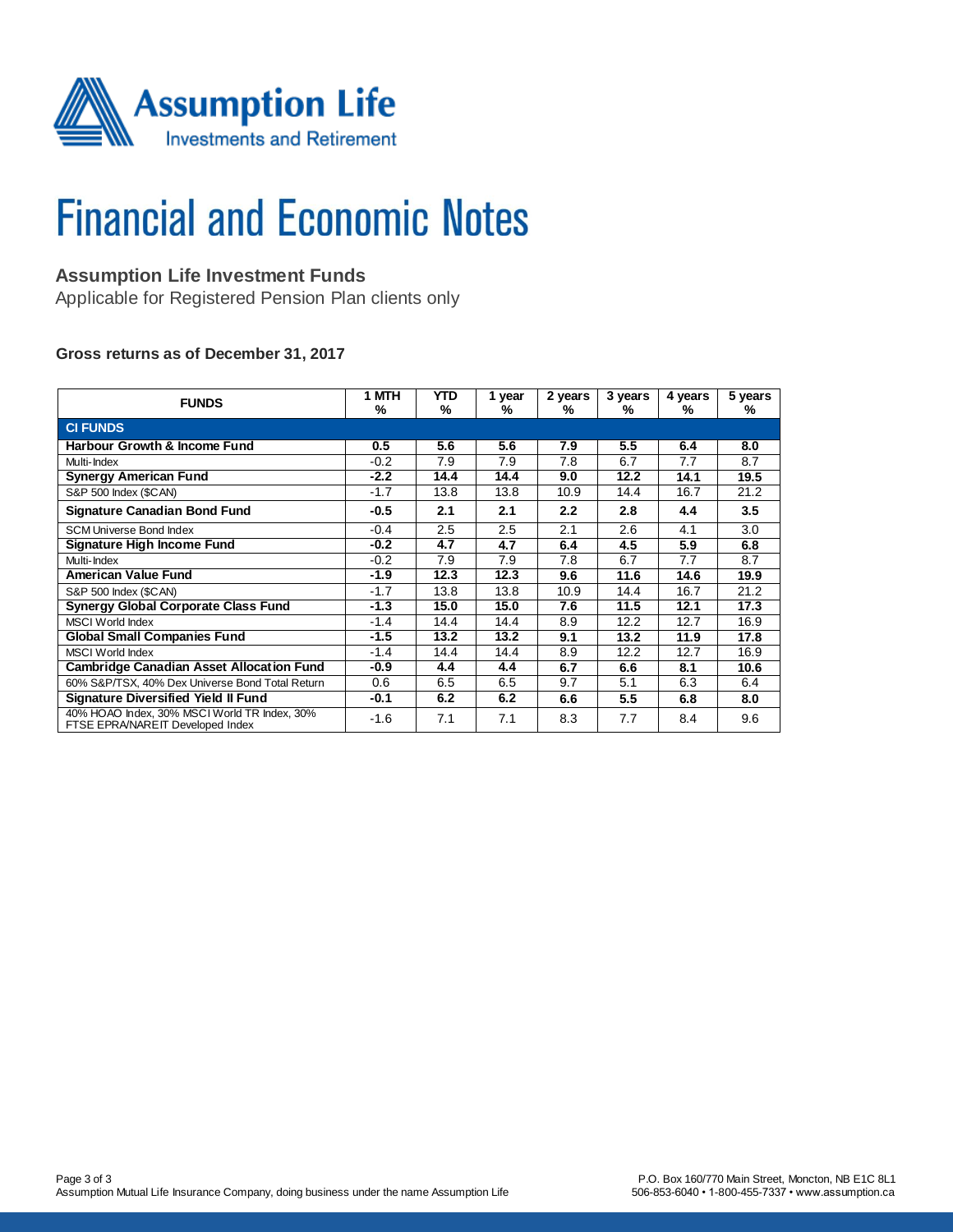# Financial and Economic Notes

## Assumption Life Investment Funds

Applicable for Registered Pension Plan clients only

**Gross returns as of December 31, 2017**

| FUNDS | 1 MTH % | YTD % | 1 year % | 2 years % | 3 years % | 4 years % | 5 years % |
|---|---|---|---|---|---|---|---|
| **CI FUNDS** | | | | | | | |
| **Harbour Growth & Income Fund** | **0.5** | **5.6** | **5.6** | **7.9** | **5.5** | **6.4** | **8.0** |
| Multi-Index | -0.2 | 7.9 | 7.9 | 7.8 | 6.7 | 7.7 | 8.7 |
| **Synergy American Fund** | **-2.2** | **14.4** | **14.4** | **9.0** | **12.2** | **14.1** | **19.5** |
| S&P 500 Index ($CAN) | -1.7 | 13.8 | 13.8 | 10.9 | 14.4 | 16.7 | 21.2 |
| **Signature Canadian Bond Fund** | **-0.5** | **2.1** | **2.1** | **2.2** | **2.8** | **4.4** | **3.5** |
| SCM Universe Bond Index | -0.4 | 2.5 | 2.5 | 2.1 | 2.6 | 4.1 | 3.0 |
| **Signature High Income Fund** | **-0.2** | **4.7** | **4.7** | **6.4** | **4.5** | **5.9** | **6.8** |
| Multi-Index | -0.2 | 7.9 | 7.9 | 7.8 | 6.7 | 7.7 | 8.7 |
| **American Value Fund** | **-1.9** | **12.3** | **12.3** | **9.6** | **11.6** | **14.6** | **19.9** |
| S&P 500 Index ($CAN) | -1.7 | 13.8 | 13.8 | 10.9 | 14.4 | 16.7 | 21.2 |
| **Synergy Global Corporate Class Fund** | **-1.3** | **15.0** | **15.0** | **7.6** | **11.5** | **12.1** | **17.3** |
| MSCI World Index | -1.4 | 14.4 | 14.4 | 8.9 | 12.2 | 12.7 | 16.9 |
| **Global Small Companies Fund** | **-1.5** | **13.2** | **13.2** | **9.1** | **13.2** | **11.9** | **17.8** |
| MSCI World Index | -1.4 | 14.4 | 14.4 | 8.9 | 12.2 | 12.7 | 16.9 |
| **Cambridge Canadian Asset Allocation Fund** | **-0.9** | **4.4** | **4.4** | **6.7** | **6.6** | **8.1** | **10.6** |
| 60% S&P/TSX, 40% Dex Universe Bond Total Return | 0.6 | 6.5 | 6.5 | 9.7 | 5.1 | 6.3 | 6.4 |
| **Signature Diversified Yield II Fund** | **-0.1** | **6.2** | **6.2** | **6.6** | **5.5** | **6.8** | **8.0** |
| 40% HOAO Index, 30% MSCI World TR Index, 30% FTSE EPRA/NAREIT Developed Index | -1.6 | 7.1 | 7.1 | 8.3 | 7.7 | 8.4 | 9.6 |

Assumption Mutual Life Insurance Company, doing business under the name Assumption Life

P.O. Box 160/770 Main Street, Moncton, NB E1C 8L1
506-853-6040 • 1-800-455-7337 • www.assumption.ca